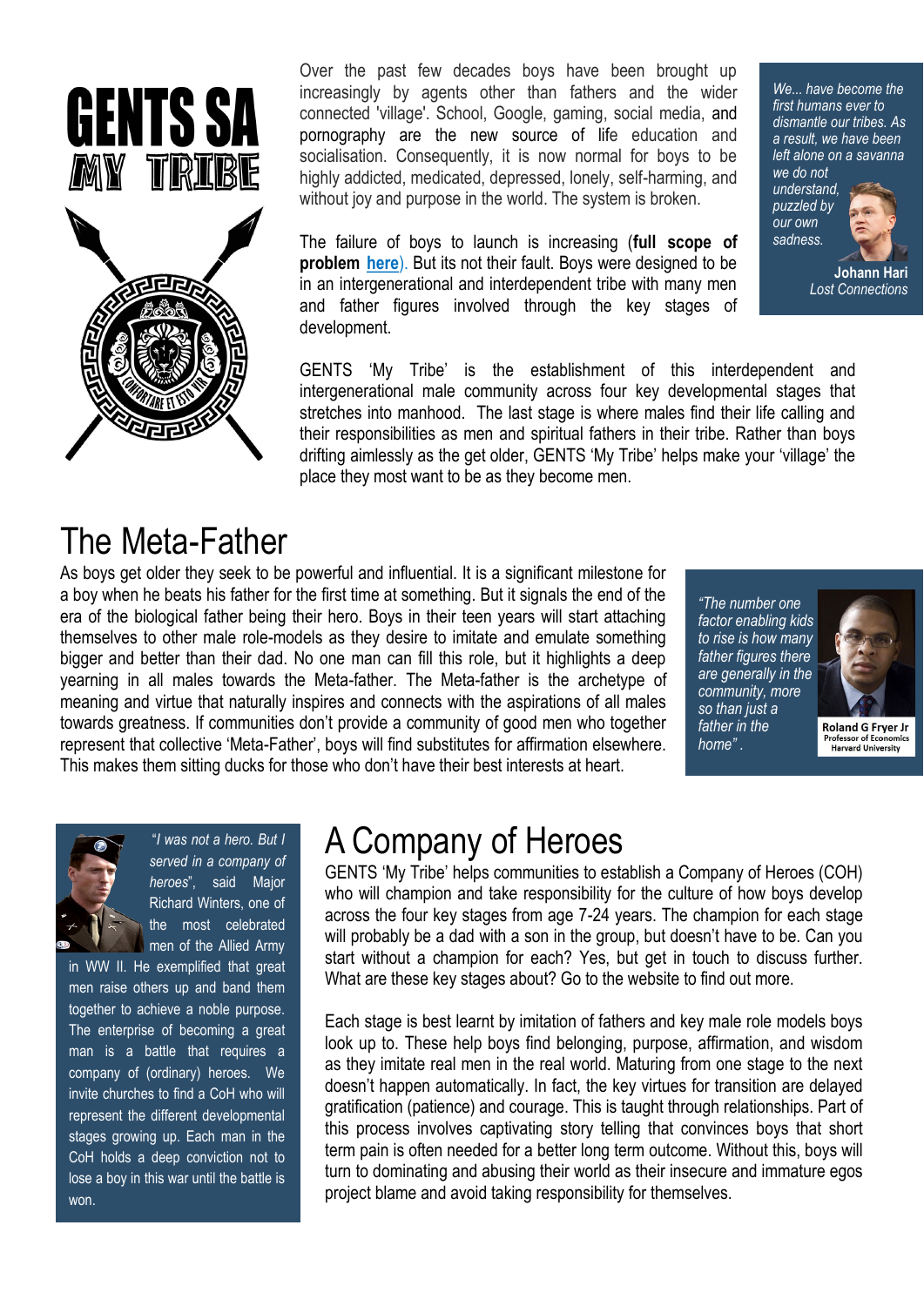# GENTS SA

## MY TRIBE

Over the past few decades boys have been brought up increasingly by agents other than fathers and the wider connected 'village'. School, Google, gaming, social media, and pornography are the new source of life education and socialisation. Consequently, it is now normal for boys to be highly addicted, medicated, depressed, lonely, self-harming, and without joy and purpose in the world. The system is broken.

The failure of boys to launch is increasing (**full scope of problem here**). But its not their fault. Boys were designed to be in an intergenerational and interdependent tribe with many men and father figures involved through the key stages of development.

> *We... have become the first humans ever to dismantle our tribes. As a result, we have been left alone on a savanna we do not understand, puzzled by our own sadness.*
>
> **Johann Hari**
> *Lost Connections*

GENTS 'My Tribe' is the establishment of this interdependent and intergenerational male community across four key developmental stages that stretches into manhood. The last stage is where males find their life calling and their responsibilities as men and spiritual fathers in their tribe. Rather than boys drifting aimlessly as the get older, GENTS 'My Tribe' helps make your 'village' the place they most want to be as they become men.

## The Meta-Father

As boys get older they seek to be powerful and influential. It is a significant milestone for a boy when he beats his father for the first time at something. But it signals the end of the era of the biological father being their hero. Boys in their teen years will start attaching themselves to other male role-models as they desire to imitate and emulate something bigger and better than their dad. No one man can fill this role, but it highlights a deep yearning in all males towards the Meta-father. The Meta-father is the archetype of meaning and virtue that naturally inspires and connects with the aspirations of all males towards greatness. If communities don't provide a community of good men who together represent that collective 'Meta-Father', boys will find substitutes for affirmation elsewhere. This makes them sitting ducks for those who don't have their best interests at heart.

> *"The number one factor enabling kids to rise is how many father figures there are generally in the community, more so than just a father in the home".*
>
> **Roland G Fryer Jr**
> Professor of Economics
> Harvard University

"*I was not a hero. But I served in a company of heroes*", said Major Richard Winters, one of the most celebrated men of the Allied Army in WW II. He exemplified that great men raise others up and band them together to achieve a noble purpose. The enterprise of becoming a great man is a battle that requires a company of (ordinary) heroes. We invite churches to find a CoH who will represent the different developmental stages growing up. Each man in the CoH holds a deep conviction not to lose a boy in this war until the battle is won.

## A Company of Heroes

GENTS 'My Tribe' helps communities to establish a Company of Heroes (COH) who will champion and take responsibility for the culture of how boys develop across the four key stages from age 7-24 years. The champion for each stage will probably be a dad with a son in the group, but doesn't have to be. Can you start without a champion for each? Yes, but get in touch to discuss further. What are these key stages about? Go to the website to find out more.

Each stage is best learnt by imitation of fathers and key male role models boys look up to. These help boys find belonging, purpose, affirmation, and wisdom as they imitate real men in the real world. Maturing from one stage to the next doesn't happen automatically. In fact, the key virtues for transition are delayed gratification (patience) and courage. This is taught through relationships. Part of this process involves captivating story telling that convinces boys that short term pain is often needed for a better long term outcome. Without this, boys will turn to dominating and abusing their world as their insecure and immature egos project blame and avoid taking responsibility for themselves.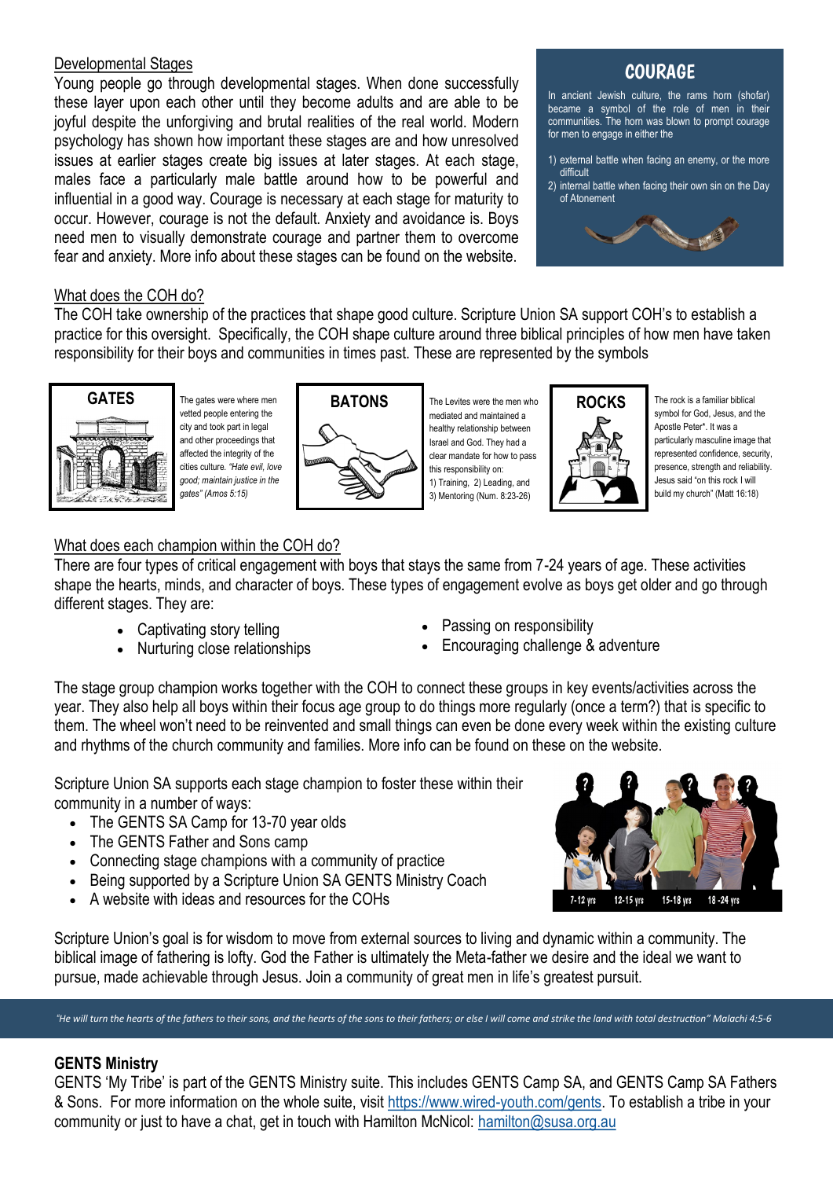Developmental Stages

Young people go through developmental stages. When done successfully these layer upon each other until they become adults and are able to be joyful despite the unforgiving and brutal realities of the real world. Modern psychology has shown how important these stages are and how unresolved issues at earlier stages create big issues at later stages. At each stage, males face a particularly male battle around how to be powerful and influential in a good way. Courage is necessary at each stage for maturity to occur. However, courage is not the default. Anxiety and avoidance is. Boys need men to visually demonstrate courage and partner them to overcome fear and anxiety. More info about these stages can be found on the website.

## COURAGE

In ancient Jewish culture, the rams horn (shofar) became a symbol of the role of men in their communities. The horn was blown to prompt courage for men to engage in either the

1) external battle when facing an enemy, or the more difficult
2) internal battle when facing their own sin on the Day of Atonement

What does the COH do?

The COH take ownership of the practices that shape good culture. Scripture Union SA support COH's to establish a practice for this oversight. Specifically, the COH shape culture around three biblical principles of how men have taken responsibility for their boys and communities in times past. These are represented by the symbols

**GATES**

The gates were where men vetted people entering the city and took part in legal and other proceedings that affected the integrity of the cities culture. *"Hate evil, love good; maintain justice in the gates" (Amos 5:15)*

**BATONS**

The Levites were the men who mediated and maintained a healthy relationship between Israel and God. They had a clear mandate for how to pass this responsibility on:
1) Training, 2) Leading, and 3) Mentoring (Num. 8:23-26)

**ROCKS**

The rock is a familiar biblical symbol for God, Jesus, and the Apostle Peter*. It was a particularly masculine image that represented confidence, security, presence, strength and reliability. Jesus said "on this rock I will build my church" (Matt 16:18)

What does each champion within the COH do?

There are four types of critical engagement with boys that stays the same from 7-24 years of age. These activities shape the hearts, minds, and character of boys. These types of engagement evolve as boys get older and go through different stages. They are:

- Captivating story telling
- Nurturing close relationships
- Passing on responsibility
- Encouraging challenge & adventure

The stage group champion works together with the COH to connect these groups in key events/activities across the year. They also help all boys within their focus age group to do things more regularly (once a term?) that is specific to them. The wheel won't need to be reinvented and small things can even be done every week within the existing culture and rhythms of the church community and families. More info can be found on these on the website.

Scripture Union SA supports each stage champion to foster these within their community in a number of ways:

- The GENTS SA Camp for 13-70 year olds
- The GENTS Father and Sons camp
- Connecting stage champions with a community of practice
- Being supported by a Scripture Union SA GENTS Ministry Coach
- A website with ideas and resources for the COHs

7-12 yrs
12-15 yrs
15-18 yrs
18-24 yrs

Scripture Union's goal is for wisdom to move from external sources to living and dynamic within a community. The biblical image of fathering is lofty. God the Father is ultimately the Meta-father we desire and the ideal we want to pursue, made achievable through Jesus. Join a community of great men in life's greatest pursuit.

*"He will turn the hearts of the fathers to their sons, and the hearts of the sons to their fathers; or else I will come and strike the land with total destruction" Malachi 4:5-6*

**GENTS Ministry**

GENTS 'My Tribe' is part of the GENTS Ministry suite. This includes GENTS Camp SA, and GENTS Camp SA Fathers & Sons. For more information on the whole suite, visit https://www.wired-youth.com/gents. To establish a tribe in your community or just to have a chat, get in touch with Hamilton McNicol: hamilton@susa.org.au